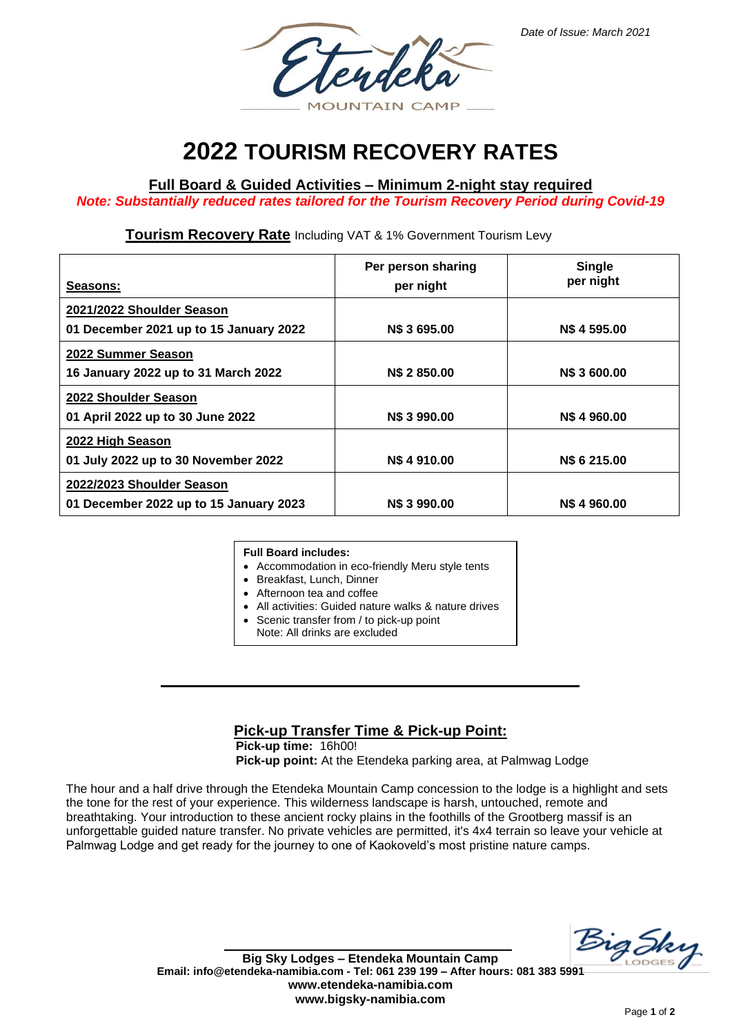Date of Issue: March 2021

Etendeka MOUNTAIN CAMP

# 2022 TOURISM RECOVERY RATES

**Full Board & Guided Activities – Minimum 2-night stay required**

***Note: Substantially reduced rates tailored for the Tourism Recovery Period during Covid-19***

**Tourism Recovery Rate** Including VAT & 1% Government Tourism Levy

| **Seasons:** | **Per person sharing per night** | **Single per night** |
|---|---|---|
| **2021/2022 Shoulder Season**<br>**01 December 2021 up to 15 January 2022** | **N$ 3 695.00** | **N$ 4 595.00** |
| **2022 Summer Season**<br>**16 January 2022 up to 31 March 2022** | **N$ 2 850.00** | **N$ 3 600.00** |
| **2022 Shoulder Season**<br>**01 April 2022 up to 30 June 2022** | **N$ 3 990.00** | **N$ 4 960.00** |
| **2022 High Season**<br>**01 July 2022 up to 30 November 2022** | **N$ 4 910.00** | **N$ 6 215.00** |
| **2022/2023 Shoulder Season**<br>**01 December 2022 up to 15 January 2023** | **N$ 3 990.00** | **N$ 4 960.00** |

**Full Board includes:**

- Accommodation in eco-friendly Meru style tents
- Breakfast, Lunch, Dinner
- Afternoon tea and coffee
- All activities: Guided nature walks & nature drives
- Scenic transfer from / to pick-up point

Note: All drinks are excluded

## Pick-up Transfer Time & Pick-up Point:

**Pick-up time:** 16h00!

**Pick-up point:** At the Etendeka parking area, at Palmwag Lodge

The hour and a half drive through the Etendeka Mountain Camp concession to the lodge is a highlight and sets the tone for the rest of your experience. This wilderness landscape is harsh, untouched, remote and breathtaking. Your introduction to these ancient rocky plains in the foothills of the Grootberg massif is an unforgettable guided nature transfer. No private vehicles are permitted, it's 4x4 terrain so leave your vehicle at Palmwag Lodge and get ready for the journey to one of Kaokoveld's most pristine nature camps.

**Big Sky Lodges – Etendeka Mountain Camp**
**Email: info@etendeka-namibia.com - Tel: 061 239 199 – After hours: 081 383 5991**
**www.etendeka-namibia.com**
**www.bigsky-namibia.com**

Big Sky LODGES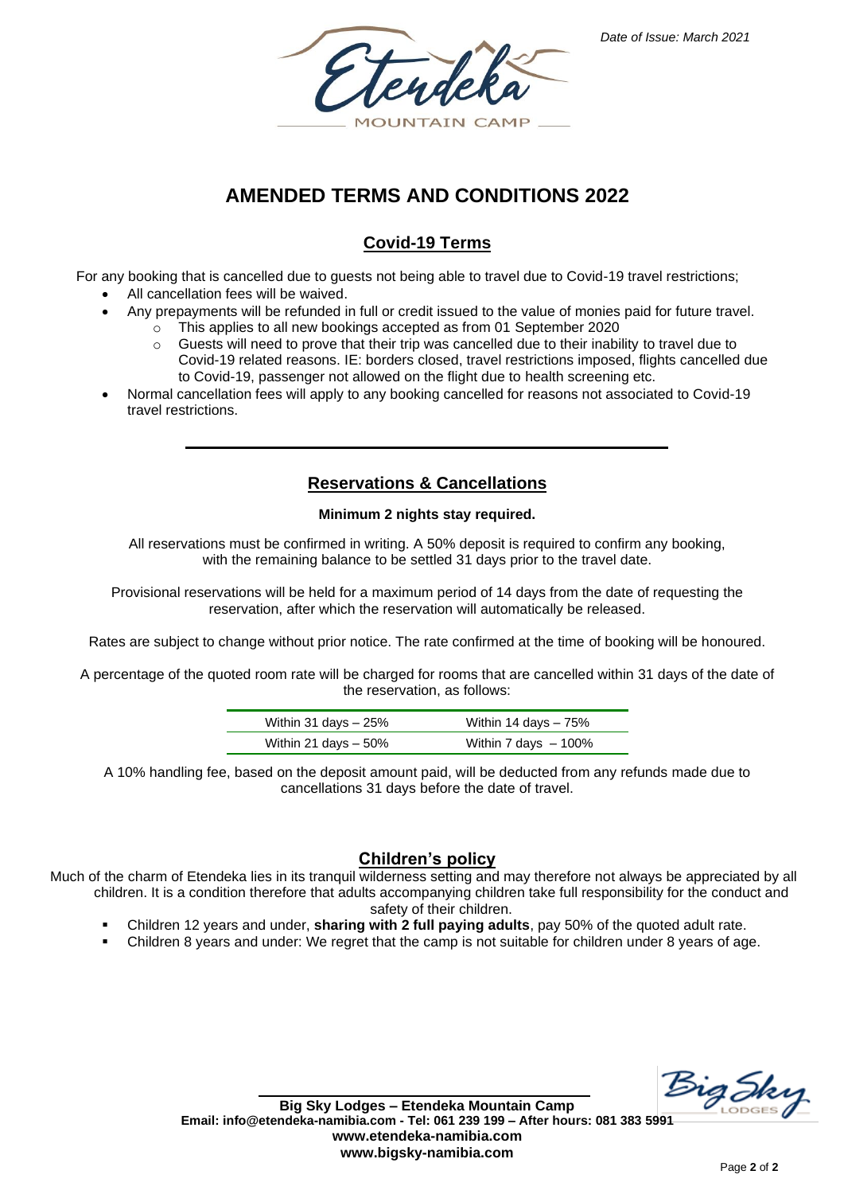*Date of Issue: March 2021*

MOUNTAIN CAMP

# AMENDED TERMS AND CONDITIONS 2022

## Covid-19 Terms

For any booking that is cancelled due to guests not being able to travel due to Covid-19 travel restrictions;

- All cancellation fees will be waived.
- Any prepayments will be refunded in full or credit issued to the value of monies paid for future travel.
  - This applies to all new bookings accepted as from 01 September 2020
  - Guests will need to prove that their trip was cancelled due to their inability to travel due to Covid-19 related reasons. IE: borders closed, travel restrictions imposed, flights cancelled due to Covid-19, passenger not allowed on the flight due to health screening etc.
- Normal cancellation fees will apply to any booking cancelled for reasons not associated to Covid-19 travel restrictions.

---

## Reservations & Cancellations

**Minimum 2 nights stay required.**

All reservations must be confirmed in writing. A 50% deposit is required to confirm any booking, with the remaining balance to be settled 31 days prior to the travel date.

Provisional reservations will be held for a maximum period of 14 days from the date of requesting the reservation, after which the reservation will automatically be released.

Rates are subject to change without prior notice. The rate confirmed at the time of booking will be honoured.

A percentage of the quoted room rate will be charged for rooms that are cancelled within 31 days of the date of the reservation, as follows:

| | |
|---|---|
| Within 31 days – 25% | Within 14 days – 75% |
| Within 21 days – 50% | Within 7 days – 100% |

A 10% handling fee, based on the deposit amount paid, will be deducted from any refunds made due to cancellations 31 days before the date of travel.

## Children's policy

Much of the charm of Etendeka lies in its tranquil wilderness setting and may therefore not always be appreciated by all children. It is a condition therefore that adults accompanying children take full responsibility for the conduct and safety of their children.

- Children 12 years and under, **sharing with 2 full paying adults**, pay 50% of the quoted adult rate.
- Children 8 years and under: We regret that the camp is not suitable for children under 8 years of age.

**Big Sky Lodges – Etendeka Mountain Camp**
**Email: info@etendeka-namibia.com - Tel: 061 239 199 – After hours: 081 383 5991**
**www.etendeka-namibia.com**
**www.bigsky-namibia.com**